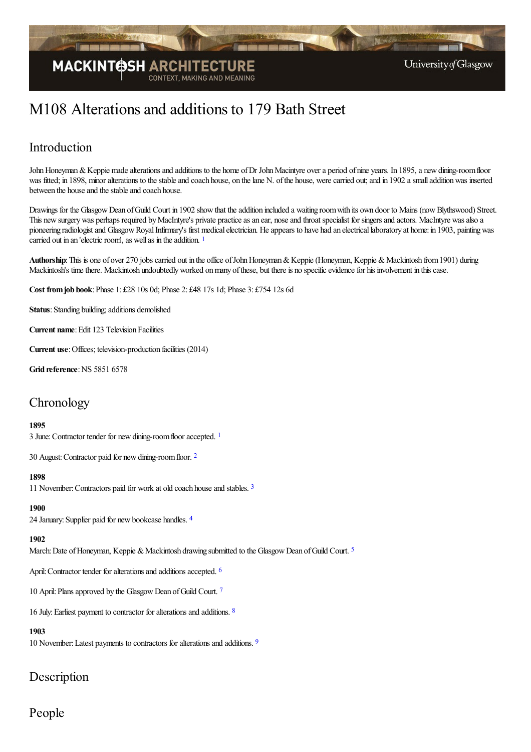# M108 Alterations and additions to 179 Bath Street

## Introduction

John Honeyman & Keppie made alterations and additions to the home of Dr John Macintyre over a period of nine years. In 1895, a new dining-room floor was fitted; in 1898, minor alterations to the stable and coach house, on the lane N. of the house, were carried out; and in 1902 a small addition was inserted between the house and the stable and coach house.

Drawings for the Glasgow Dean of Guild Court in 1902 show that the addition included a waiting room with its own door to Mains (now Blythswood) Street. This new surgery was perhaps required by MacIntyre's private practice as an ear, nose and throat specialist for singers and actors. MacIntyre was also a pioneering radiologist and Glasgow Royal Infirmary's first medical electrician. He appears to have had an electrical laboratory at home: in 1903, painting was carried out in an 'electric room', as well as in the addition. [1]

**Authorship**: This is one of over 270 jobs carried out in the office of John Honeyman & Keppie (Honeyman, Keppie & Mackintosh from 1901) during Mackintosh's time there. Mackintosh undoubtedly worked on many of these, but there is no specific evidence for his involvement in this case.

**Cost from job book**: Phase 1: £28 10s 0d; Phase 2: £48 17s 1d; Phase 3: £754 12s 6d

**Status**: Standing building; additions demolished

**Current name**: Edit 123 Television Facilities

**Current use**: Offices; television-production facilities (2014)

**Grid reference**: NS 5851 6578

## Chronology

**1895**

3 June: Contractor tender for new dining-room floor accepted. [1]

30 August: Contractor paid for new dining-room floor. [2]

**1898**

11 November: Contractors paid for work at old coach house and stables. [3]

**1900**

24 January: Supplier paid for new bookcase handles. [4]

**1902**

March: Date of Honeyman, Keppie & Mackintosh drawing submitted to the Glasgow Dean of Guild Court. [5]

April: Contractor tender for alterations and additions accepted. [6]

10 April: Plans approved by the Glasgow Dean of Guild Court. [7]

16 July: Earliest payment to contractor for alterations and additions. [8]

**1903**

10 November: Latest payments to contractors for alterations and additions. [9]

## Description

## People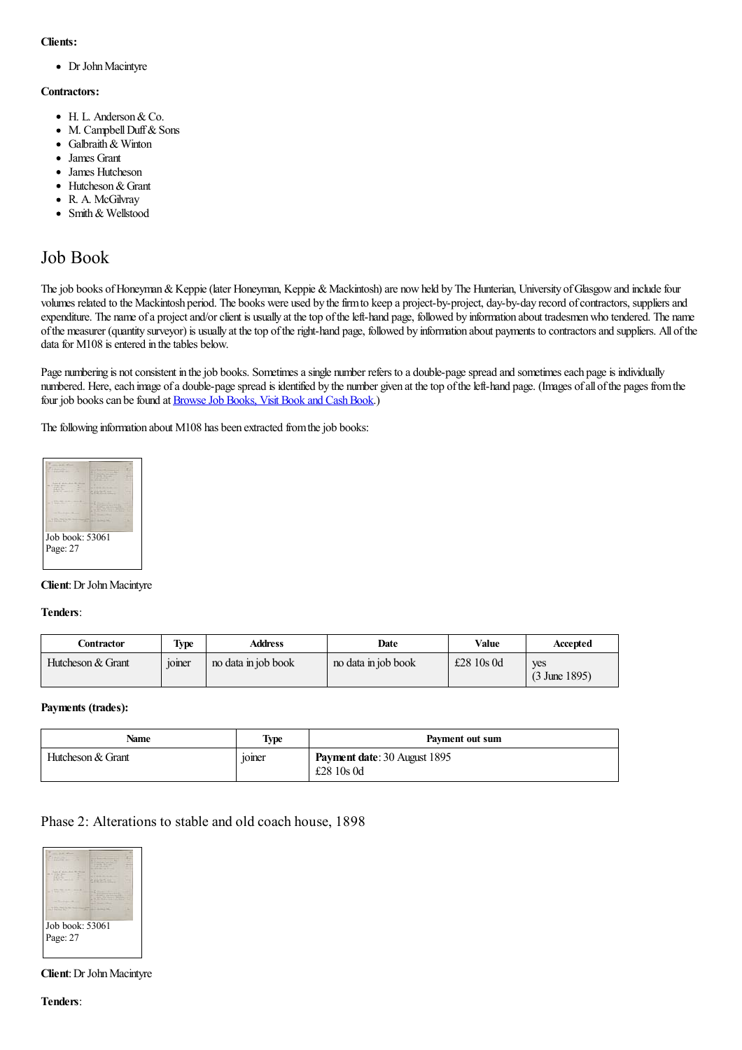**Clients:**

- Dr John Macintyre

**Contractors:**

- H. L. Anderson & Co.
- M. Campbell Duff & Sons
- Galbraith & Winton
- James Grant
- James Hutcheson
- Hutcheson & Grant
- R. A. McGilvray
- Smith & Wellstood

## Job Book

The job books of Honeyman & Keppie (later Honeyman, Keppie & Mackintosh) are now held by The Hunterian, University of Glasgow and include four volumes related to the Mackintosh period. The books were used by the firm to keep a project-by-project, day-by-day record of contractors, suppliers and expenditure. The name of a project and/or client is usually at the top of the left-hand page, followed by information about tradesmen who tendered. The name of the measurer (quantity surveyor) is usually at the top of the right-hand page, followed by information about payments to contractors and suppliers. All of the data for M108 is entered in the tables below.

Page numbering is not consistent in the job books. Sometimes a single number refers to a double-page spread and sometimes each page is individually numbered. Here, each image of a double-page spread is identified by the number given at the top of the left-hand page. (Images of all of the pages from the four job books can be found at [Browse Job Books, Visit Book and Cash Book](Browse Job Books, Visit Book and Cash Book).)

The following information about M108 has been extracted from the job books:

Job book: 53061
Page: 27

**Client**: Dr John Macintyre

**Tenders**:

| Contractor | Type | Address | Date | Value | Accepted |
|---|---|---|---|---|---|
| Hutcheson & Grant | joiner | no data in job book | no data in job book | £28 10s 0d | yes (3 June 1895) |

**Payments (trades):**

| Name | Type | Payment out sum |
|---|---|---|
| Hutcheson & Grant | joiner | **Payment date**: 30 August 1895 £28 10s 0d |

### Phase 2: Alterations to stable and old coach house, 1898

Job book: 53061
Page: 27

**Client**: Dr John Macintyre

**Tenders**: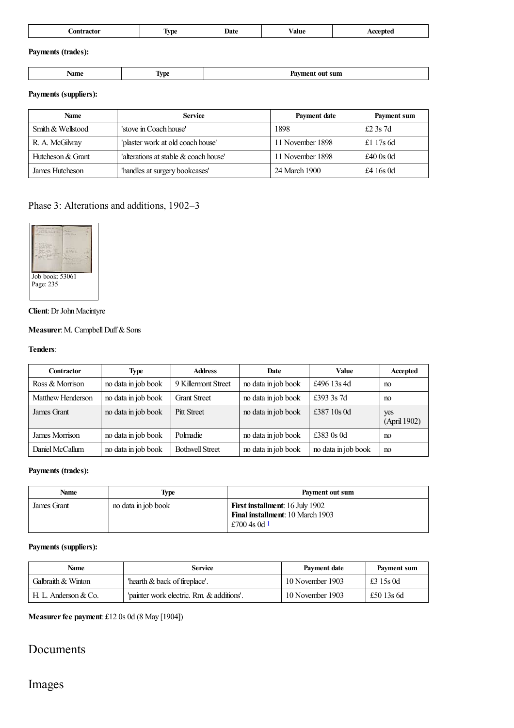| Contractor | Type | Date | Value | Accepted |
| --- | --- | --- | --- | --- |

**Payments (trades):**

| Name | Type | Payment out sum |
| --- | --- | --- |

**Payments (suppliers):**

| Name | Service | Payment date | Payment sum |
| --- | --- | --- | --- |
| Smith & Wellstood | 'stove in Coach house' | 1898 | £2 3s 7d |
| R. A. McGilvray | 'plaster work at old coach house' | 11 November 1898 | £1 17s 6d |
| Hutcheson & Grant | 'alterations at stable & coach house' | 11 November 1898 | £40 0s 0d |
| James Hutcheson | 'handles at surgery bookcases' | 24 March 1900 | £4 16s 0d |

## Phase 3: Alterations and additions, 1902–3

Job book: 53061
Page: 235

**Client**: Dr John Macintyre

**Measurer**: M. Campbell Duff & Sons

**Tenders**:

| Contractor | Type | Address | Date | Value | Accepted |
| --- | --- | --- | --- | --- | --- |
| Ross & Morrison | no data in job book | 9 Killermont Street | no data in job book | £496 13s 4d | no |
| Matthew Henderson | no data in job book | Grant Street | no data in job book | £393 3s 7d | no |
| James Grant | no data in job book | Pitt Street | no data in job book | £387 10s 0d | yes (April 1902) |
| James Morrison | no data in job book | Polmadie | no data in job book | £383 0s 0d | no |
| Daniel McCallum | no data in job book | Bothwell Street | no data in job book | no data in job book | no |

**Payments (trades):**

| Name | Type | Payment out sum |
| --- | --- | --- |
| James Grant | no data in job book | **First installment**: 16 July 1902<br>**Final installment**: 10 March 1903<br>£700 4s 0d [1] |

**Payments (suppliers):**

| Name | Service | Payment date | Payment sum |
| --- | --- | --- | --- |
| Galbraith & Winton | 'hearth & back of fireplace'. | 10 November 1903 | £3 15s 0d |
| H. L. Anderson & Co. | 'painter work electric. Rm. & additions'. | 10 November 1903 | £50 13s 6d |

**Measurer fee payment**: £12 0s 0d (8 May [1904])

## Documents

## Images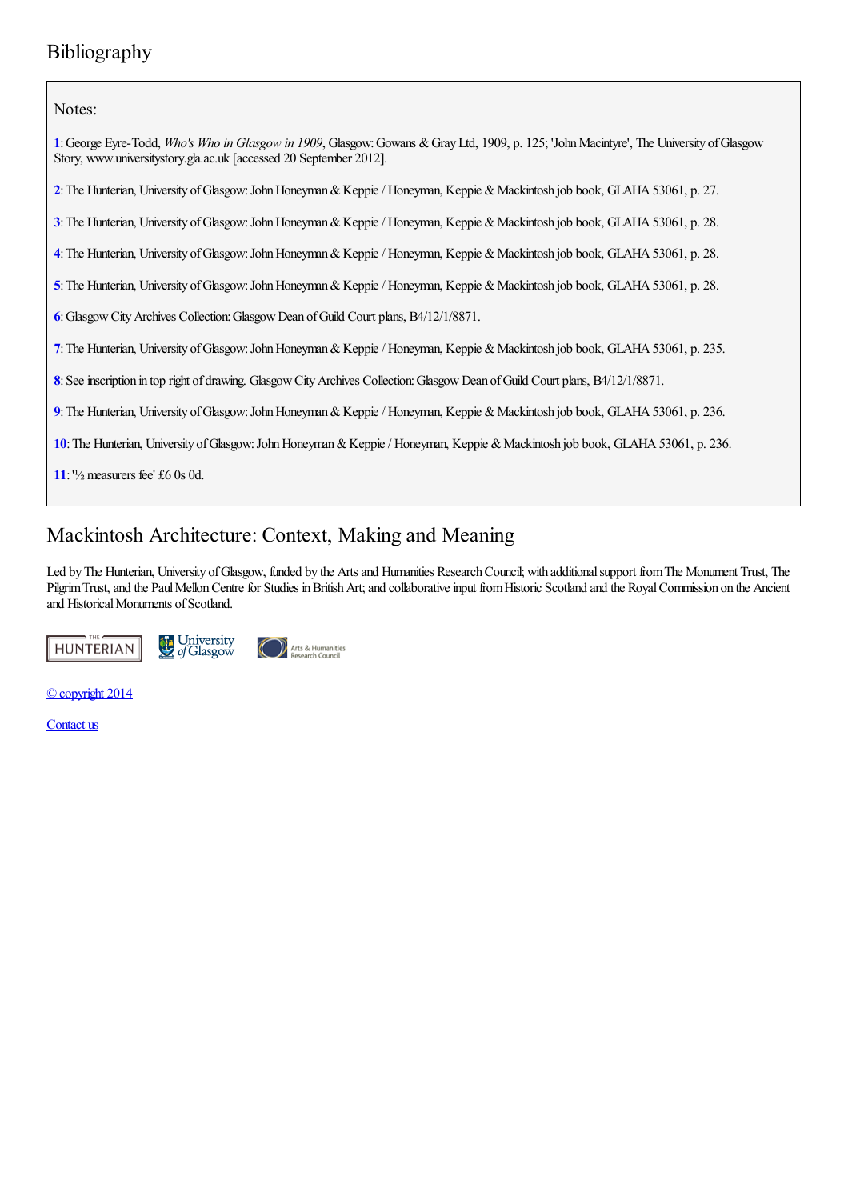## Bibliography

Notes:

1: George Eyre-Todd, *Who's Who in Glasgow in 1909*, Glasgow: Gowans & Gray Ltd, 1909, p. 125; 'John Macintyre', The University of Glasgow Story, www.universitystory.gla.ac.uk [accessed 20 September 2012].

2: The Hunterian, University of Glasgow: John Honeyman & Keppie / Honeyman, Keppie & Mackintosh job book, GLAHA 53061, p. 27.

3: The Hunterian, University of Glasgow: John Honeyman & Keppie / Honeyman, Keppie & Mackintosh job book, GLAHA 53061, p. 28.

4: The Hunterian, University of Glasgow: John Honeyman & Keppie / Honeyman, Keppie & Mackintosh job book, GLAHA 53061, p. 28.

5: The Hunterian, University of Glasgow: John Honeyman & Keppie / Honeyman, Keppie & Mackintosh job book, GLAHA 53061, p. 28.

6: Glasgow City Archives Collection: Glasgow Dean of Guild Court plans, B4/12/1/8871.

7: The Hunterian, University of Glasgow: John Honeyman & Keppie / Honeyman, Keppie & Mackintosh job book, GLAHA 53061, p. 235.

8: See inscription in top right of drawing. Glasgow City Archives Collection: Glasgow Dean of Guild Court plans, B4/12/1/8871.

9: The Hunterian, University of Glasgow: John Honeyman & Keppie / Honeyman, Keppie & Mackintosh job book, GLAHA 53061, p. 236.

10: The Hunterian, University of Glasgow: John Honeyman & Keppie / Honeyman, Keppie & Mackintosh job book, GLAHA 53061, p. 236.

11: '½ measurers fee' £6 0s 0d.

## Mackintosh Architecture: Context, Making and Meaning

Led by The Hunterian, University of Glasgow, funded by the Arts and Humanities Research Council; with additional support from The Monument Trust, The Pilgrim Trust, and the Paul Mellon Centre for Studies in British Art; and collaborative input from Historic Scotland and the Royal Commission on the Ancient and Historical Monuments of Scotland.

© copyright 2014

Contact us